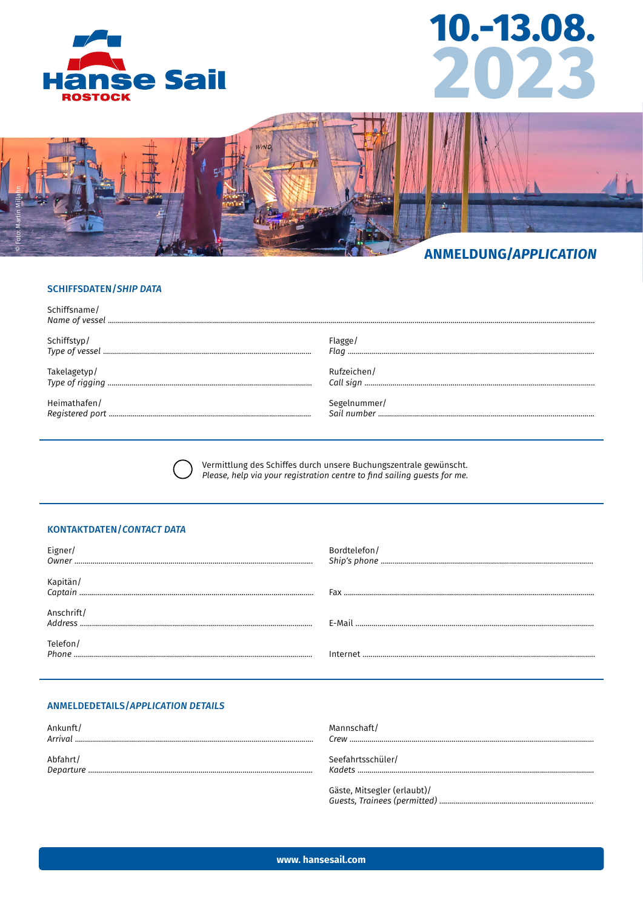# Hanse Sail ROSTOCK

# 10.-13.08. 2023

© Foto: Martin Millahn

## ANMELDUNG/*APPLICATION*

### SCHIFFSDATEN/*SHIP DATA*

Schiffsname/ *Name of vessel* ..............................................................................................................

Schiffstyp/ *Type of vessel* ..............................................................................................................

Flagge/ *Flag* ..............................................................................................................

Takelagetyp/ *Type of rigging* ..............................................................................................................

Rufzeichen/ *Call sign* ..............................................................................................................

Heimathafen/ *Registered port* ..............................................................................................................

Segelnummer/ *Sail number* ..............................................................................................................

---

◯ Vermittlung des Schiffes durch unsere Buchungszentrale gewünscht.
*Please, help via your registration centre to find sailing guests for me.*

---

### KONTAKTDATEN/*CONTACT DATA*

Eigner/ *Owner* ..............................................................................................................

Bordtelefon/ *Ship's phone* ..............................................................................................................

Kapitän/ *Captain* ..............................................................................................................

Fax ..............................................................................................................

Anschrift/ *Address* ..............................................................................................................

E-Mail ..............................................................................................................

Telefon/ *Phone* ..............................................................................................................

Internet ..............................................................................................................

---

### ANMELDEDETAILS/*APPLICATION DETAILS*

Ankunft/ *Arrival* ..............................................................................................................

Mannschaft/ *Crew* ..............................................................................................................

Abfahrt/ *Departure* ..............................................................................................................

Seefahrtsschüler/ *Kadets* ..............................................................................................................

Gäste, Mitsegler (erlaubt)/ *Guests, Trainees (permitted)* ..............................................................................................................

**www. hansesail.com**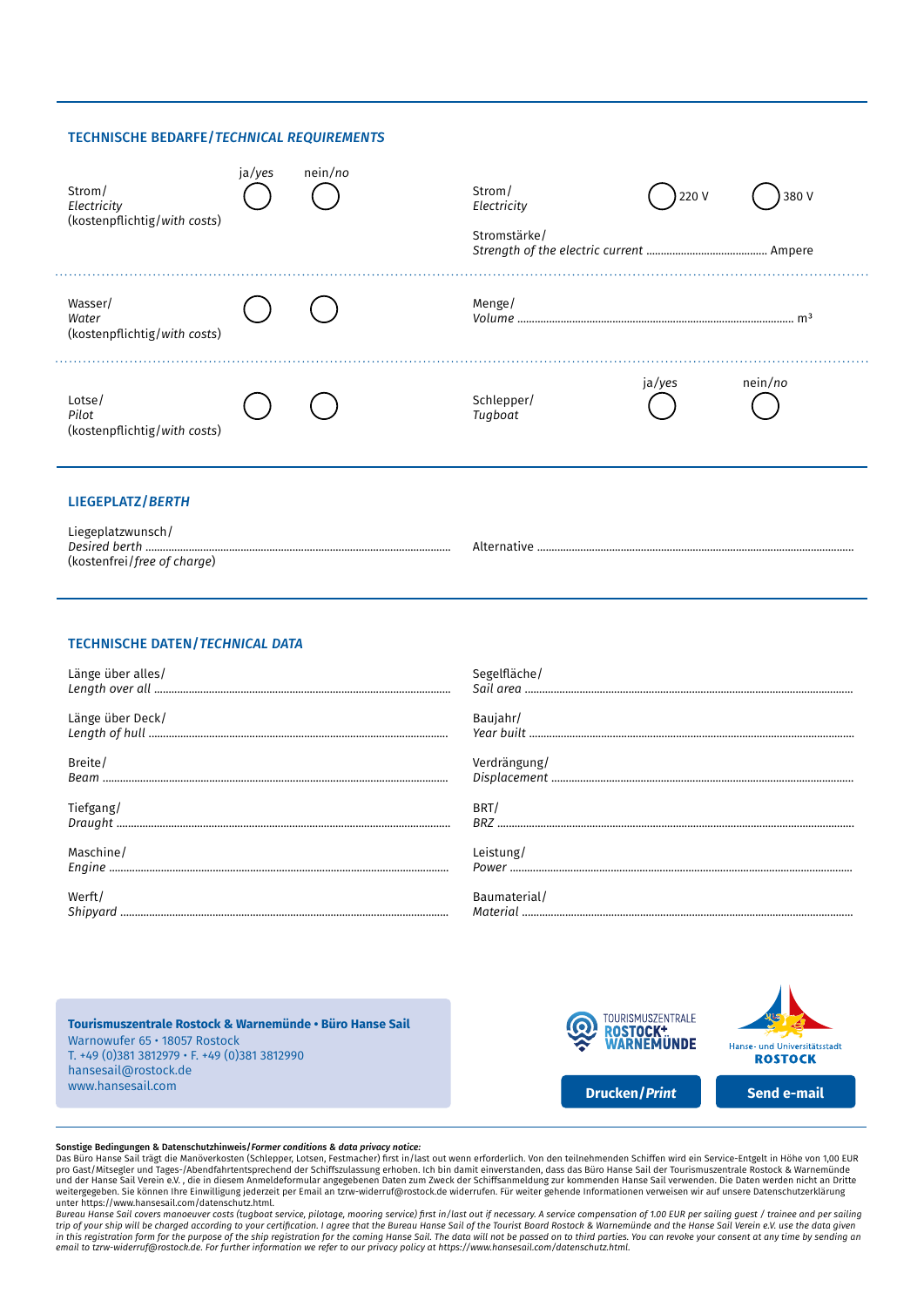## TECHNISCHE BEDARFE/*TECHNICAL REQUIREMENTS*

| | ja/*yes* | nein/*no* | | | |
|---|---|---|---|---|---|
| Strom/ *Electricity* (kostenpflichtig/*with costs*) | ◯ | ◯ | Strom/ *Electricity* | ◯ 220 V | ◯ 380 V |
| | | | Stromstärke/ *Strength of the electric current* .......................................... Ampere | | |
| Wasser/ *Water* (kostenpflichtig/*with costs*) | ◯ | ◯ | Menge/ *Volume* ........................................................................................ m³ | | |
| Lotse/ *Pilot* (kostenpflichtig/*with costs*) | ◯ | ◯ | Schlepper/ *Tugboat* | ja/*yes* ◯ | nein/*no* ◯ |

## LIEGEPLATZ/*BERTH*

Liegeplatzwunsch/
*Desired berth* ........................................................................................................
(kostenfrei/*free of charge*)

Alternative ........................................................................................................

## TECHNISCHE DATEN/*TECHNICAL DATA*

| | |
|---|---|
| Länge über alles/ *Length over all* .................................................... | Segelfläche/ *Sail area* .................................................... |
| Länge über Deck/ *Length of hull* .................................................... | Baujahr/ *Year built* .................................................... |
| Breite/ *Beam* .................................................... | Verdrängung/ *Displacement* .................................................... |
| Tiefgang/ *Draught* .................................................... | BRT/ *BRZ* .................................................... |
| Maschine/ *Engine* .................................................... | Leistung/ *Power* .................................................... |
| Werft/ *Shipyard* .................................................... | Baumaterial/ *Material* .................................................... |

**Tourismuszentrale Rostock & Warnemünde • Büro Hanse Sail**
Warnowufer 65 • 18057 Rostock
T. +49 (0)381 3812979 • F. +49 (0)381 3812990
hansesail@rostock.de
www.hansesail.com

TOURISMUSZENTRALE ROSTOCK+ WARNEMÜNDE

Hanse- und Universitätsstadt ROSTOCK

**Drucken/*Print*** **Send e-mail**

**Sonstige Bedingungen & Datenschutzhinweis/*Former conditions & data privacy notice:***
Das Büro Hanse Sail trägt die Manöverkosten (Schlepper, Lotsen, Festmacher) first in/last out wenn erforderlich. Von den teilnehmenden Schiffen wird ein Service-Entgelt in Höhe von 1,00 EUR pro Gast/Mitsegler und Tages-/Abendfahrtentsprechend der Schiffszulassung erhoben. Ich bin damit einverstanden, dass das Büro Hanse Sail der Tourismuszentrale Rostock & Warnemünde und der Hanse Sail Verein e.V. , die in diesem Anmeldeformular angegebenen Daten zum Zweck der Schiffsanmeldung zur kommenden Hanse Sail verwenden. Die Daten werden nicht an Dritte weitergegeben. Sie können Ihre Einwilligung jederzeit per Email an tzrw-widerruf@rostock.de widerrufen. Für weiter gehende Informationen verweisen wir auf unsere Datenschutzerklärung unter https://www.hansesail.com/datenschutz.html.
*Bureau Hanse Sail covers manoeuver costs (tugboat service, pilotage, mooring service) first in/last out if necessary. A service compensation of 1.00 EUR per sailing guest / trainee and per sailing trip of your ship will be charged according to your certification. I agree that the Bureau Hanse Sail of the Tourist Board Rostock & Warnemünde and the Hanse Sail Verein e.V. use the data given in this registration form for the purpose of the ship registration for the coming Hanse Sail. The data will not be passed on to third parties. You can revoke your consent at any time by sending an email to tzrw-widerruf@rostock.de. For further information we refer to our privacy policy at https://www.hansesail.com/datenschutz.html.*